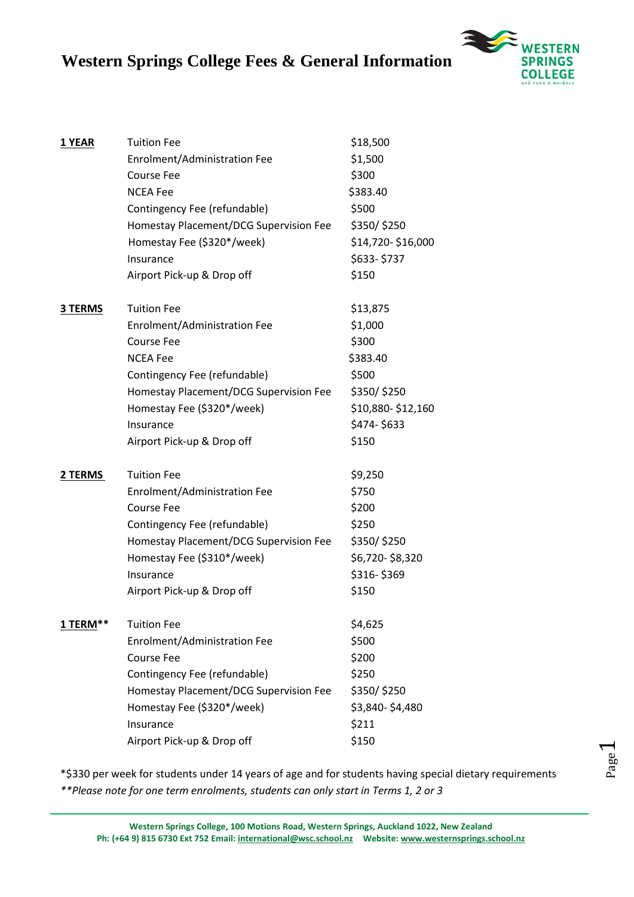# Western Springs College Fees & General Information

| | | |
|---|---|---|
| **1 YEAR** | Tuition Fee | $18,500 |
| | Enrolment/Administration Fee | $1,500 |
| | Course Fee | $300 |
| | NCEA Fee | $383.40 |
| | Contingency Fee (refundable) | $500 |
| | Homestay Placement/DCG Supervision Fee | $350/ $250 |
| | Homestay Fee ($320*/week) | $14,720- $16,000 |
| | Insurance | $633- $737 |
| | Airport Pick-up & Drop off | $150 |
| **3 TERMS** | Tuition Fee | $13,875 |
| | Enrolment/Administration Fee | $1,000 |
| | Course Fee | $300 |
| | NCEA Fee | $383.40 |
| | Contingency Fee (refundable) | $500 |
| | Homestay Placement/DCG Supervision Fee | $350/ $250 |
| | Homestay Fee ($320*/week) | $10,880- $12,160 |
| | Insurance | $474- $633 |
| | Airport Pick-up & Drop off | $150 |
| **2 TERMS** | Tuition Fee | $9,250 |
| | Enrolment/Administration Fee | $750 |
| | Course Fee | $200 |
| | Contingency Fee (refundable) | $250 |
| | Homestay Placement/DCG Supervision Fee | $350/ $250 |
| | Homestay Fee ($310*/week) | $6,720- $8,320 |
| | Insurance | $316- $369 |
| | Airport Pick-up & Drop off | $150 |
| **1 TERM**** | Tuition Fee | $4,625 |
| | Enrolment/Administration Fee | $500 |
| | Course Fee | $200 |
| | Contingency Fee (refundable) | $250 |
| | Homestay Placement/DCG Supervision Fee | $350/ $250 |
| | Homestay Fee ($320*/week) | $3,840- $4,480 |
| | Insurance | $211 |
| | Airport Pick-up & Drop off | $150 |

*$330 per week for students under 14 years of age and for students having special dietary requirements

***Please note for one term enrolments, students can only start in Terms 1, 2 or 3*

**Western Springs College, 100 Motions Road, Western Springs, Auckland 1022, New Zealand**
**Ph: (+64 9) 815 6730 Ext 752 Email: international@wsc.school.nz Website: www.westernsprings.school.nz**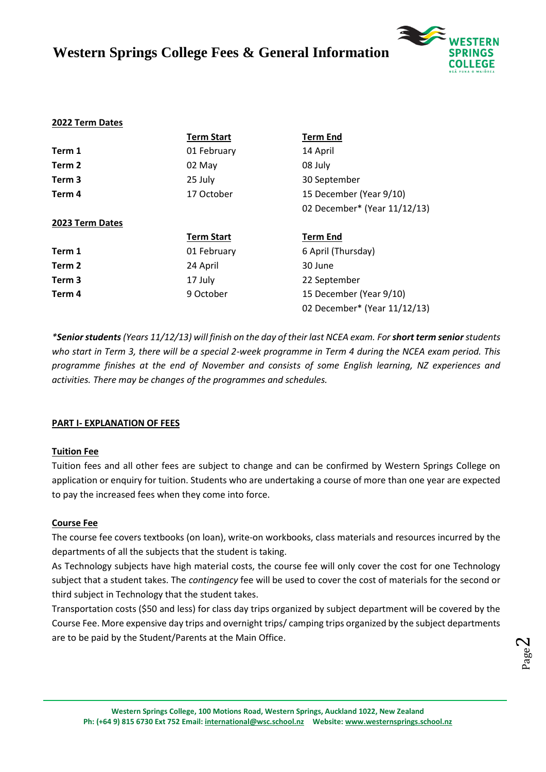# Western Springs College Fees & General Information

**2022 Term Dates**

| | Term Start | Term End |
|---|---|---|
| **Term 1** | 01 February | 14 April |
| **Term 2** | 02 May | 08 July |
| **Term 3** | 25 July | 30 September |
| **Term 4** | 17 October | 15 December (Year 9/10) |
| | | 02 December* (Year 11/12/13) |

**2023 Term Dates**

| | Term Start | Term End |
|---|---|---|
| **Term 1** | 01 February | 6 April (Thursday) |
| **Term 2** | 24 April | 30 June |
| **Term 3** | 17 July | 22 September |
| **Term 4** | 9 October | 15 December (Year 9/10) |
| | | 02 December* (Year 11/12/13) |

**Senior students* *(Years 11/12/13) will finish on the day of their last NCEA exam. For* ***short term senior*** *students who start in Term 3, there will be a special 2-week programme in Term 4 during the NCEA exam period. This programme finishes at the end of November and consists of some English learning, NZ experiences and activities. There may be changes of the programmes and schedules.*

## PART I- EXPLANATION OF FEES

### Tuition Fee

Tuition fees and all other fees are subject to change and can be confirmed by Western Springs College on application or enquiry for tuition. Students who are undertaking a course of more than one year are expected to pay the increased fees when they come into force.

### Course Fee

The course fee covers textbooks (on loan), write-on workbooks, class materials and resources incurred by the departments of all the subjects that the student is taking.

As Technology subjects have high material costs, the course fee will only cover the cost for one Technology subject that a student takes. The *contingency* fee will be used to cover the cost of materials for the second or third subject in Technology that the student takes.

Transportation costs ($50 and less) for class day trips organized by subject department will be covered by the Course Fee. More expensive day trips and overnight trips/ camping trips organized by the subject departments are to be paid by the Student/Parents at the Main Office.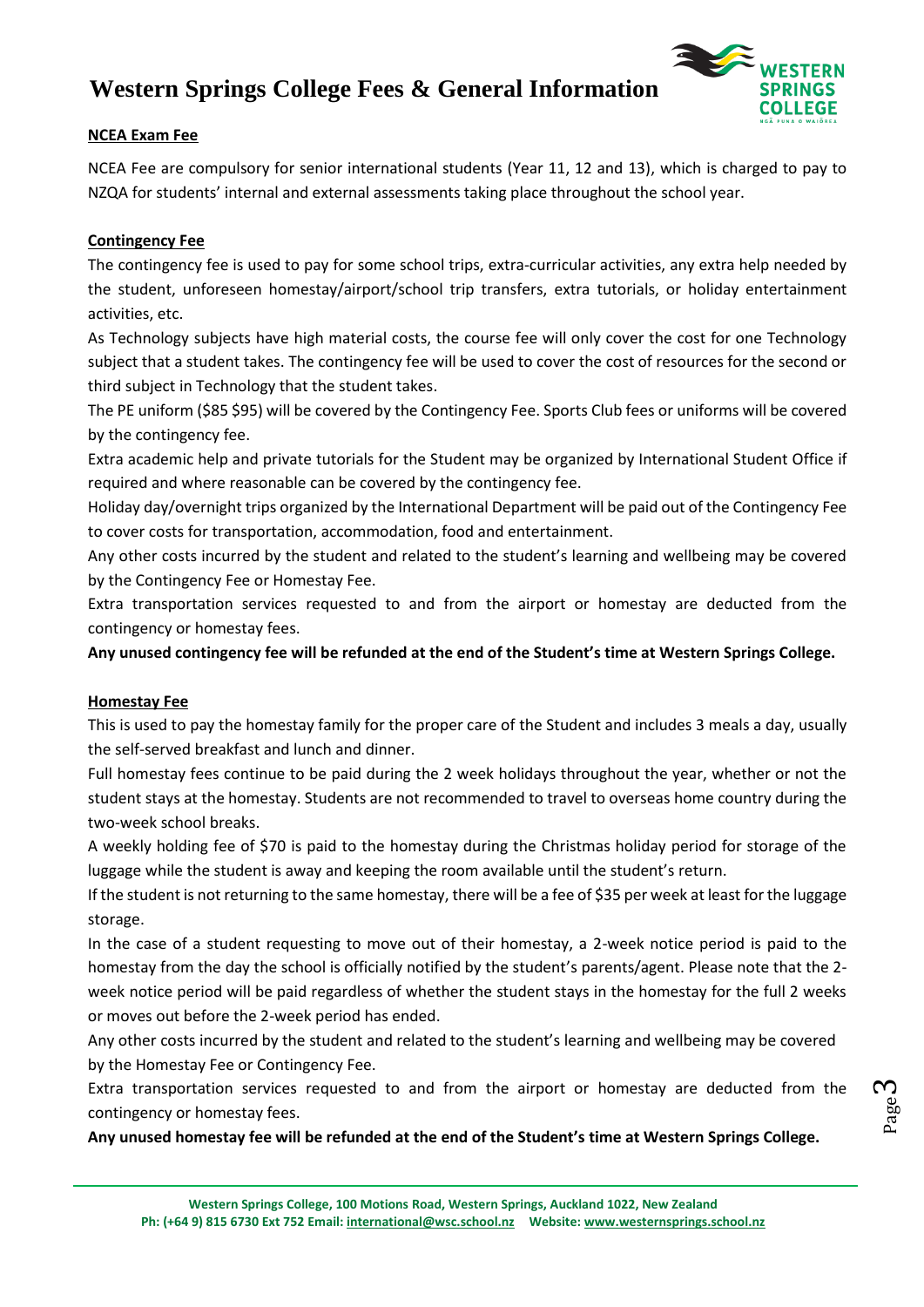# Western Springs College Fees & General Information

## NCEA Exam Fee

NCEA Fee are compulsory for senior international students (Year 11, 12 and 13), which is charged to pay to NZQA for students' internal and external assessments taking place throughout the school year.

## Contingency Fee

The contingency fee is used to pay for some school trips, extra-curricular activities, any extra help needed by the student, unforeseen homestay/airport/school trip transfers, extra tutorials, or holiday entertainment activities, etc.

As Technology subjects have high material costs, the course fee will only cover the cost for one Technology subject that a student takes. The contingency fee will be used to cover the cost of resources for the second or third subject in Technology that the student takes.

The PE uniform ($85 $95) will be covered by the Contingency Fee. Sports Club fees or uniforms will be covered by the contingency fee.

Extra academic help and private tutorials for the Student may be organized by International Student Office if required and where reasonable can be covered by the contingency fee.

Holiday day/overnight trips organized by the International Department will be paid out of the Contingency Fee to cover costs for transportation, accommodation, food and entertainment.

Any other costs incurred by the student and related to the student's learning and wellbeing may be covered by the Contingency Fee or Homestay Fee.

Extra transportation services requested to and from the airport or homestay are deducted from the contingency or homestay fees.

**Any unused contingency fee will be refunded at the end of the Student's time at Western Springs College.**

## Homestay Fee

This is used to pay the homestay family for the proper care of the Student and includes 3 meals a day, usually the self-served breakfast and lunch and dinner.

Full homestay fees continue to be paid during the 2 week holidays throughout the year, whether or not the student stays at the homestay. Students are not recommended to travel to overseas home country during the two-week school breaks.

A weekly holding fee of $70 is paid to the homestay during the Christmas holiday period for storage of the luggage while the student is away and keeping the room available until the student's return.

If the student is not returning to the same homestay, there will be a fee of $35 per week at least for the luggage storage.

In the case of a student requesting to move out of their homestay, a 2-week notice period is paid to the homestay from the day the school is officially notified by the student's parents/agent. Please note that the 2-week notice period will be paid regardless of whether the student stays in the homestay for the full 2 weeks or moves out before the 2-week period has ended.

Any other costs incurred by the student and related to the student's learning and wellbeing may be covered by the Homestay Fee or Contingency Fee.

Extra transportation services requested to and from the airport or homestay are deducted from the contingency or homestay fees.

**Any unused homestay fee will be refunded at the end of the Student's time at Western Springs College.**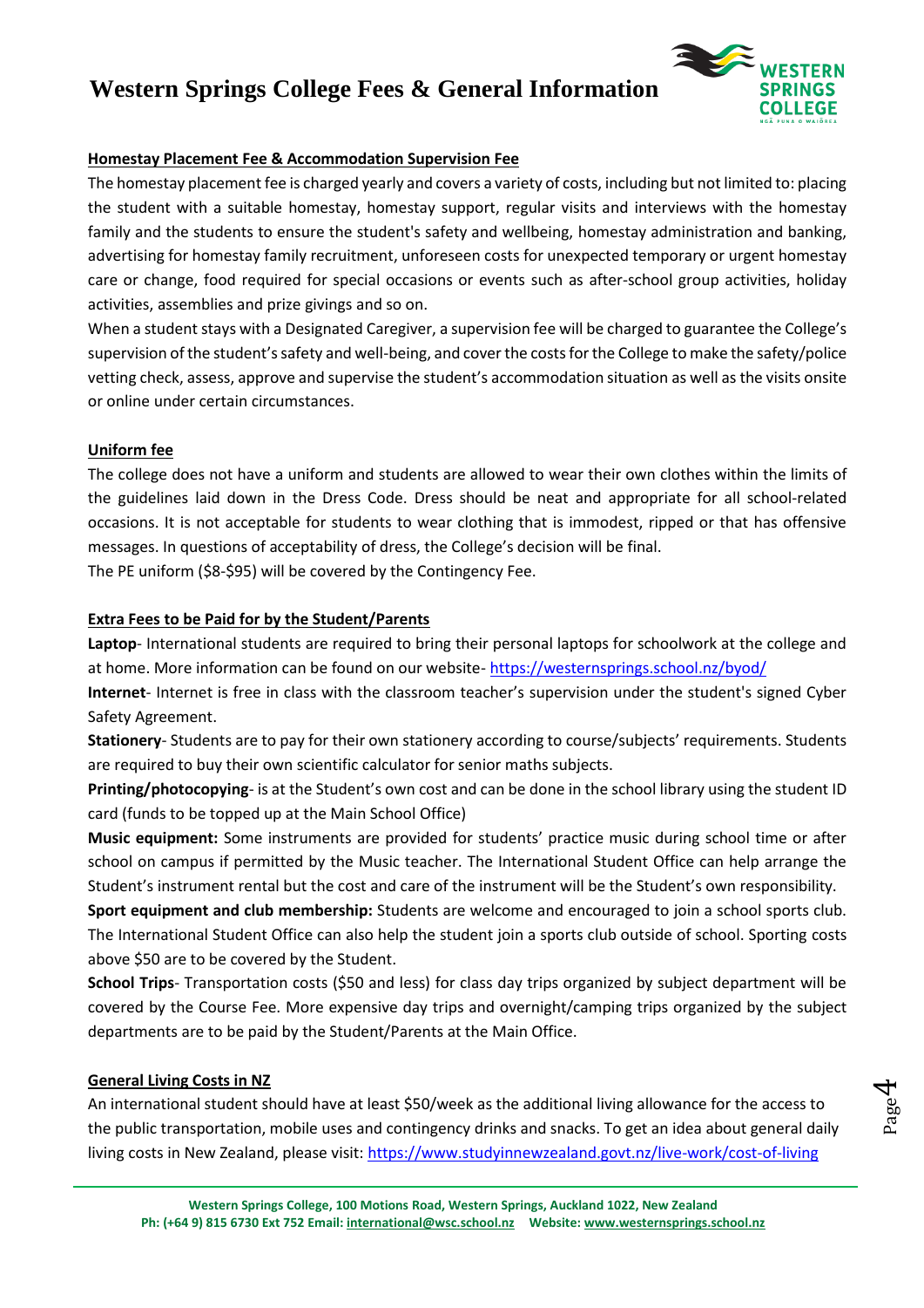### Homestay Placement Fee & Accommodation Supervision Fee

The homestay placement fee is charged yearly and covers a variety of costs, including but not limited to: placing the student with a suitable homestay, homestay support, regular visits and interviews with the homestay family and the students to ensure the student's safety and wellbeing, homestay administration and banking, advertising for homestay family recruitment, unforeseen costs for unexpected temporary or urgent homestay care or change, food required for special occasions or events such as after-school group activities, holiday activities, assemblies and prize givings and so on.

When a student stays with a Designated Caregiver, a supervision fee will be charged to guarantee the College's supervision of the student's safety and well-being, and cover the costs for the College to make the safety/police vetting check, assess, approve and supervise the student's accommodation situation as well as the visits onsite or online under certain circumstances.

### Uniform fee

The college does not have a uniform and students are allowed to wear their own clothes within the limits of the guidelines laid down in the Dress Code. Dress should be neat and appropriate for all school-related occasions. It is not acceptable for students to wear clothing that is immodest, ripped or that has offensive messages. In questions of acceptability of dress, the College's decision will be final.

The PE uniform ($8-$95) will be covered by the Contingency Fee.

### Extra Fees to be Paid for by the Student/Parents

**Laptop**- International students are required to bring their personal laptops for schoolwork at the college and at home. More information can be found on our website- https://westernsprings.school.nz/byod/

**Internet**- Internet is free in class with the classroom teacher's supervision under the student's signed Cyber Safety Agreement.

**Stationery**- Students are to pay for their own stationery according to course/subjects' requirements. Students are required to buy their own scientific calculator for senior maths subjects.

**Printing/photocopying**- is at the Student's own cost and can be done in the school library using the student ID card (funds to be topped up at the Main School Office)

**Music equipment:** Some instruments are provided for students' practice music during school time or after school on campus if permitted by the Music teacher. The International Student Office can help arrange the Student's instrument rental but the cost and care of the instrument will be the Student's own responsibility.

**Sport equipment and club membership:** Students are welcome and encouraged to join a school sports club. The International Student Office can also help the student join a sports club outside of school. Sporting costs above $50 are to be covered by the Student.

**School Trips**- Transportation costs ($50 and less) for class day trips organized by subject department will be covered by the Course Fee. More expensive day trips and overnight/camping trips organized by the subject departments are to be paid by the Student/Parents at the Main Office.

### General Living Costs in NZ

An international student should have at least $50/week as the additional living allowance for the access to the public transportation, mobile uses and contingency drinks and snacks. To get an idea about general daily living costs in New Zealand, please visit: https://www.studyinnewzealand.govt.nz/live-work/cost-of-living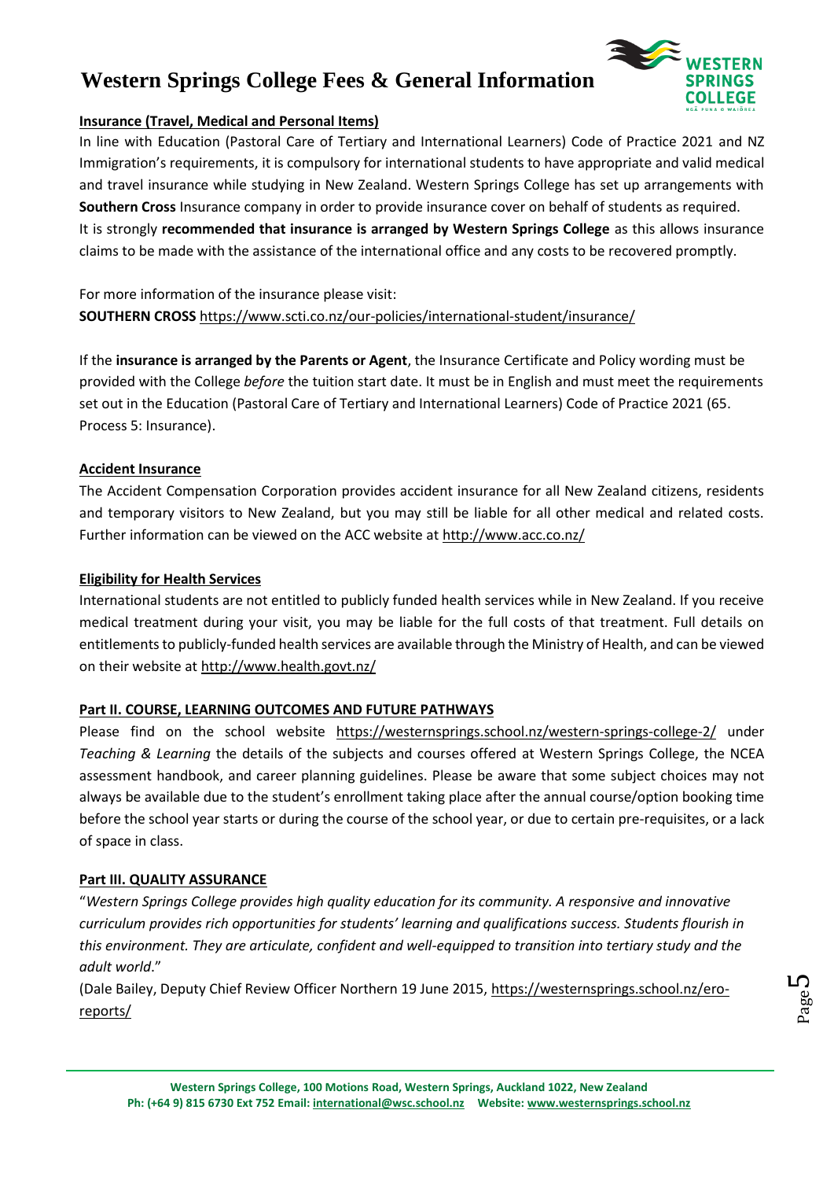**Insurance (Travel, Medical and Personal Items)**

In line with Education (Pastoral Care of Tertiary and International Learners) Code of Practice 2021 and NZ Immigration's requirements, it is compulsory for international students to have appropriate and valid medical and travel insurance while studying in New Zealand. Western Springs College has set up arrangements with **Southern Cross** Insurance company in order to provide insurance cover on behalf of students as required.

It is strongly **recommended that insurance is arranged by Western Springs College** as this allows insurance claims to be made with the assistance of the international office and any costs to be recovered promptly.

For more information of the insurance please visit:

**SOUTHERN CROSS** https://www.scti.co.nz/our-policies/international-student/insurance/

If the **insurance is arranged by the Parents or Agent**, the Insurance Certificate and Policy wording must be provided with the College *before* the tuition start date. It must be in English and must meet the requirements set out in the Education (Pastoral Care of Tertiary and International Learners) Code of Practice 2021 (65. Process 5: Insurance).

**Accident Insurance**

The Accident Compensation Corporation provides accident insurance for all New Zealand citizens, residents and temporary visitors to New Zealand, but you may still be liable for all other medical and related costs. Further information can be viewed on the ACC website at http://www.acc.co.nz/

**Eligibility for Health Services**

International students are not entitled to publicly funded health services while in New Zealand. If you receive medical treatment during your visit, you may be liable for the full costs of that treatment. Full details on entitlements to publicly-funded health services are available through the Ministry of Health, and can be viewed on their website at http://www.health.govt.nz/

## Part II. COURSE, LEARNING OUTCOMES AND FUTURE PATHWAYS

Please find on the school website https://westernsprings.school.nz/western-springs-college-2/ under *Teaching & Learning* the details of the subjects and courses offered at Western Springs College, the NCEA assessment handbook, and career planning guidelines. Please be aware that some subject choices may not always be available due to the student's enrollment taking place after the annual course/option booking time before the school year starts or during the course of the school year, or due to certain pre-requisites, or a lack of space in class.

## Part III. QUALITY ASSURANCE

"*Western Springs College provides high quality education for its community. A responsive and innovative curriculum provides rich opportunities for students' learning and qualifications success. Students flourish in this environment. They are articulate, confident and well-equipped to transition into tertiary study and the adult world*."

(Dale Bailey, Deputy Chief Review Officer Northern 19 June 2015, https://westernsprings.school.nz/ero-reports/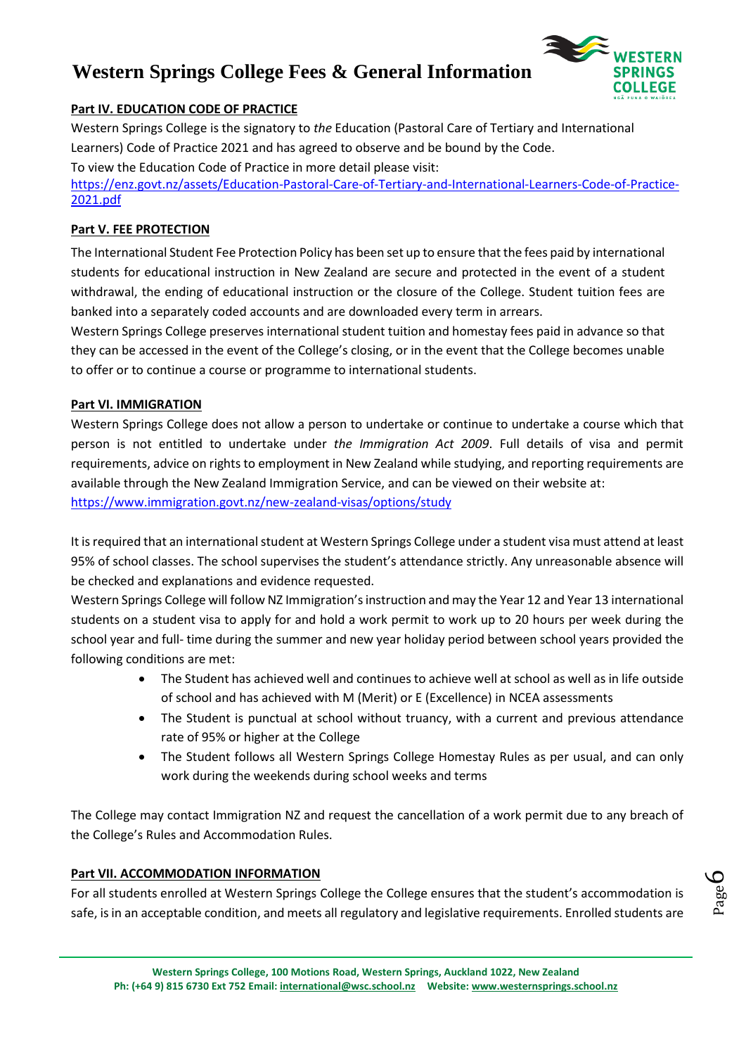### Part IV. EDUCATION CODE OF PRACTICE

Western Springs College is the signatory to *the* Education (Pastoral Care of Tertiary and International Learners) Code of Practice 2021 and has agreed to observe and be bound by the Code.

To view the Education Code of Practice in more detail please visit:
[https://enz.govt.nz/assets/Education-Pastoral-Care-of-Tertiary-and-International-Learners-Code-of-Practice-2021.pdf](https://enz.govt.nz/assets/Education-Pastoral-Care-of-Tertiary-and-International-Learners-Code-of-Practice-2021.pdf)

### Part V. FEE PROTECTION

The International Student Fee Protection Policy has been set up to ensure that the fees paid by international students for educational instruction in New Zealand are secure and protected in the event of a student withdrawal, the ending of educational instruction or the closure of the College. Student tuition fees are banked into a separately coded accounts and are downloaded every term in arrears.

Western Springs College preserves international student tuition and homestay fees paid in advance so that they can be accessed in the event of the College's closing, or in the event that the College becomes unable to offer or to continue a course or programme to international students.

### Part VI. IMMIGRATION

Western Springs College does not allow a person to undertake or continue to undertake a course which that person is not entitled to undertake under *the Immigration Act 2009*. Full details of visa and permit requirements, advice on rights to employment in New Zealand while studying, and reporting requirements are available through the New Zealand Immigration Service, and can be viewed on their website at: [https://www.immigration.govt.nz/new-zealand-visas/options/study](https://www.immigration.govt.nz/new-zealand-visas/options/study)

It is required that an international student at Western Springs College under a student visa must attend at least 95% of school classes. The school supervises the student's attendance strictly. Any unreasonable absence will be checked and explanations and evidence requested.

Western Springs College will follow NZ Immigration's instruction and may the Year 12 and Year 13 international students on a student visa to apply for and hold a work permit to work up to 20 hours per week during the school year and full- time during the summer and new year holiday period between school years provided the following conditions are met:

- The Student has achieved well and continues to achieve well at school as well as in life outside of school and has achieved with M (Merit) or E (Excellence) in NCEA assessments
- The Student is punctual at school without truancy, with a current and previous attendance rate of 95% or higher at the College
- The Student follows all Western Springs College Homestay Rules as per usual, and can only work during the weekends during school weeks and terms

The College may contact Immigration NZ and request the cancellation of a work permit due to any breach of the College's Rules and Accommodation Rules.

### Part VII. ACCOMMODATION INFORMATION

For all students enrolled at Western Springs College the College ensures that the student's accommodation is safe, is in an acceptable condition, and meets all regulatory and legislative requirements. Enrolled students are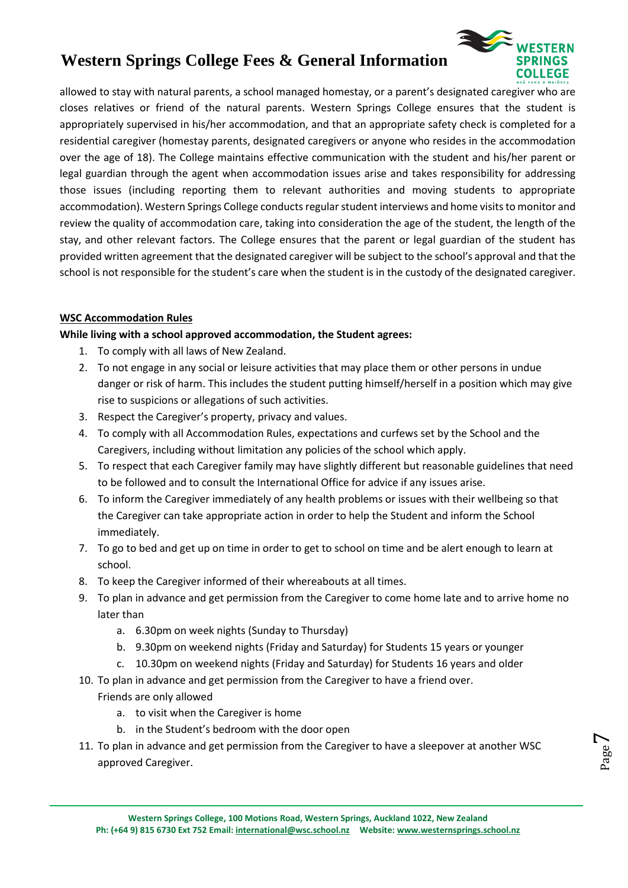allowed to stay with natural parents, a school managed homestay, or a parent's designated caregiver who are closes relatives or friend of the natural parents. Western Springs College ensures that the student is appropriately supervised in his/her accommodation, and that an appropriate safety check is completed for a residential caregiver (homestay parents, designated caregivers or anyone who resides in the accommodation over the age of 18). The College maintains effective communication with the student and his/her parent or legal guardian through the agent when accommodation issues arise and takes responsibility for addressing those issues (including reporting them to relevant authorities and moving students to appropriate accommodation). Western Springs College conducts regular student interviews and home visits to monitor and review the quality of accommodation care, taking into consideration the age of the student, the length of the stay, and other relevant factors. The College ensures that the parent or legal guardian of the student has provided written agreement that the designated caregiver will be subject to the school's approval and that the school is not responsible for the student's care when the student is in the custody of the designated caregiver.

**WSC Accommodation Rules**

**While living with a school approved accommodation, the Student agrees:**

1. To comply with all laws of New Zealand.
2. To not engage in any social or leisure activities that may place them or other persons in undue danger or risk of harm. This includes the student putting himself/herself in a position which may give rise to suspicions or allegations of such activities.
3. Respect the Caregiver's property, privacy and values.
4. To comply with all Accommodation Rules, expectations and curfews set by the School and the Caregivers, including without limitation any policies of the school which apply.
5. To respect that each Caregiver family may have slightly different but reasonable guidelines that need to be followed and to consult the International Office for advice if any issues arise.
6. To inform the Caregiver immediately of any health problems or issues with their wellbeing so that the Caregiver can take appropriate action in order to help the Student and inform the School immediately.
7. To go to bed and get up on time in order to get to school on time and be alert enough to learn at school.
8. To keep the Caregiver informed of their whereabouts at all times.
9. To plan in advance and get permission from the Caregiver to come home late and to arrive home no later than
   a. 6.30pm on week nights (Sunday to Thursday)
   b. 9.30pm on weekend nights (Friday and Saturday) for Students 15 years or younger
   c. 10.30pm on weekend nights (Friday and Saturday) for Students 16 years and older
10. To plan in advance and get permission from the Caregiver to have a friend over.
    Friends are only allowed
    a. to visit when the Caregiver is home
    b. in the Student's bedroom with the door open
11. To plan in advance and get permission from the Caregiver to have a sleepover at another WSC approved Caregiver.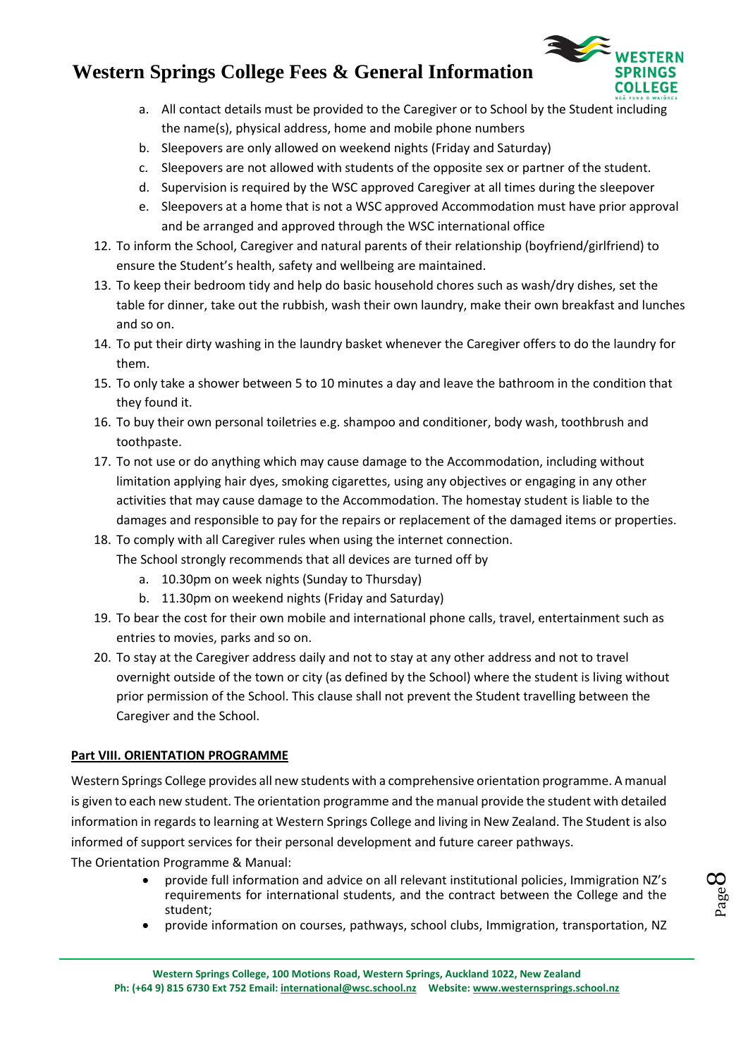a. All contact details must be provided to the Caregiver or to School by the Student including the name(s), physical address, home and mobile phone numbers
   b. Sleepovers are only allowed on weekend nights (Friday and Saturday)
   c. Sleepovers are not allowed with students of the opposite sex or partner of the student.
   d. Supervision is required by the WSC approved Caregiver at all times during the sleepover
   e. Sleepovers at a home that is not a WSC approved Accommodation must have prior approval and be arranged and approved through the WSC international office

12. To inform the School, Caregiver and natural parents of their relationship (boyfriend/girlfriend) to ensure the Student's health, safety and wellbeing are maintained.
13. To keep their bedroom tidy and help do basic household chores such as wash/dry dishes, set the table for dinner, take out the rubbish, wash their own laundry, make their own breakfast and lunches and so on.
14. To put their dirty washing in the laundry basket whenever the Caregiver offers to do the laundry for them.
15. To only take a shower between 5 to 10 minutes a day and leave the bathroom in the condition that they found it.
16. To buy their own personal toiletries e.g. shampoo and conditioner, body wash, toothbrush and toothpaste.
17. To not use or do anything which may cause damage to the Accommodation, including without limitation applying hair dyes, smoking cigarettes, using any objectives or engaging in any other activities that may cause damage to the Accommodation. The homestay student is liable to the damages and responsible to pay for the repairs or replacement of the damaged items or properties.
18. To comply with all Caregiver rules when using the internet connection.
    The School strongly recommends that all devices are turned off by
    a. 10.30pm on week nights (Sunday to Thursday)
    b. 11.30pm on weekend nights (Friday and Saturday)
19. To bear the cost for their own mobile and international phone calls, travel, entertainment such as entries to movies, parks and so on.
20. To stay at the Caregiver address daily and not to stay at any other address and not to travel overnight outside of the town or city (as defined by the School) where the student is living without prior permission of the School. This clause shall not prevent the Student travelling between the Caregiver and the School.

## Part VIII. ORIENTATION PROGRAMME

Western Springs College provides all new students with a comprehensive orientation programme. A manual is given to each new student. The orientation programme and the manual provide the student with detailed information in regards to learning at Western Springs College and living in New Zealand. The Student is also informed of support services for their personal development and future career pathways.

The Orientation Programme & Manual:

- provide full information and advice on all relevant institutional policies, Immigration NZ's requirements for international students, and the contract between the College and the student;
- provide information on courses, pathways, school clubs, Immigration, transportation, NZ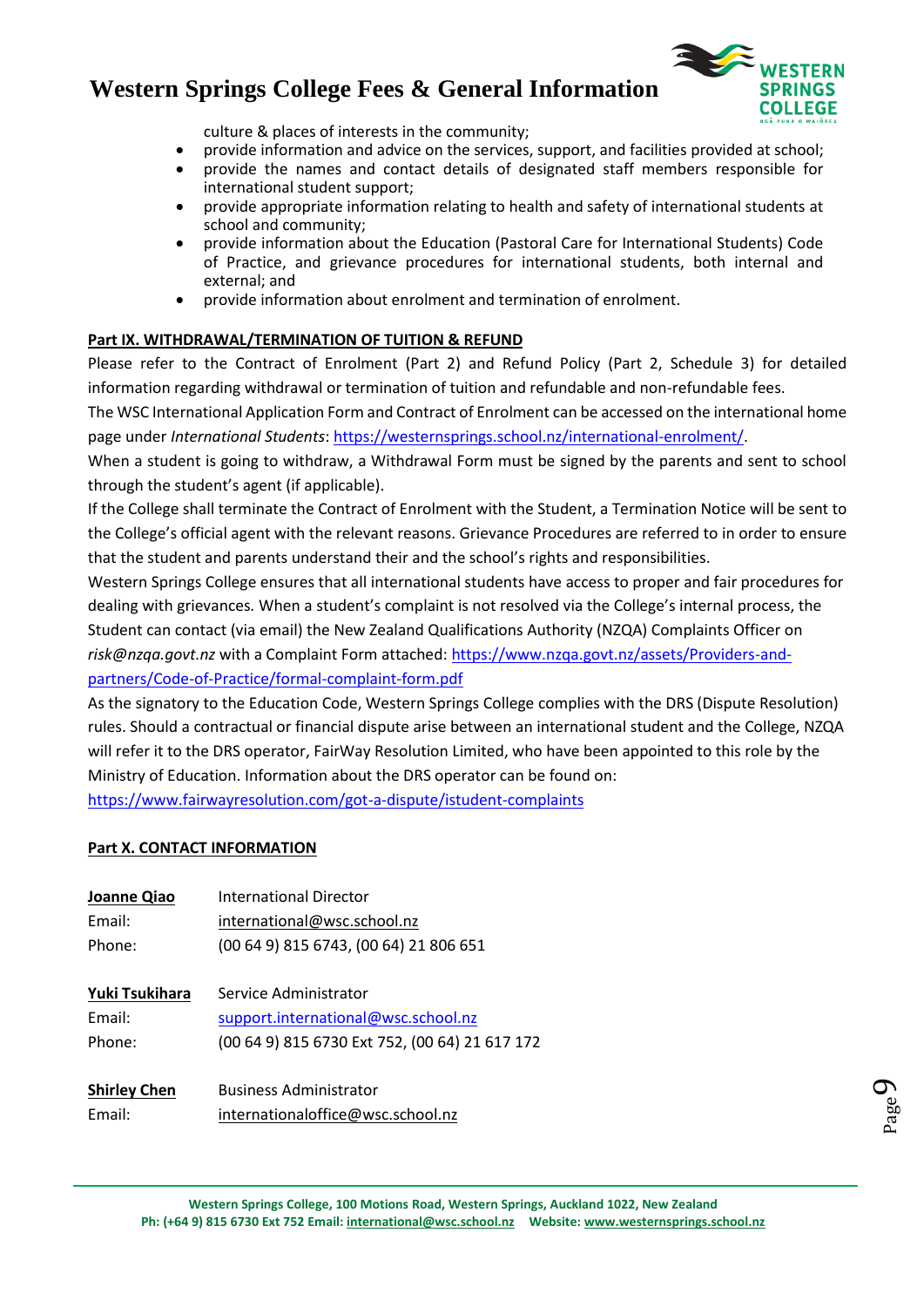culture & places of interests in the community;

- provide information and advice on the services, support, and facilities provided at school;
- provide the names and contact details of designated staff members responsible for international student support;
- provide appropriate information relating to health and safety of international students at school and community;
- provide information about the Education (Pastoral Care for International Students) Code of Practice, and grievance procedures for international students, both internal and external; and
- provide information about enrolment and termination of enrolment.

## Part IX. WITHDRAWAL/TERMINATION OF TUITION & REFUND

Please refer to the Contract of Enrolment (Part 2) and Refund Policy (Part 2, Schedule 3) for detailed information regarding withdrawal or termination of tuition and refundable and non-refundable fees.

The WSC International Application Form and Contract of Enrolment can be accessed on the international home page under *International Students*: https://westernsprings.school.nz/international-enrolment/.

When a student is going to withdraw, a Withdrawal Form must be signed by the parents and sent to school through the student's agent (if applicable).

If the College shall terminate the Contract of Enrolment with the Student, a Termination Notice will be sent to the College's official agent with the relevant reasons. Grievance Procedures are referred to in order to ensure that the student and parents understand their and the school's rights and responsibilities.

Western Springs College ensures that all international students have access to proper and fair procedures for dealing with grievances. When a student's complaint is not resolved via the College's internal process, the Student can contact (via email) the New Zealand Qualifications Authority (NZQA) Complaints Officer on *risk@nzqa.govt.nz* with a Complaint Form attached: https://www.nzqa.govt.nz/assets/Providers-and-partners/Code-of-Practice/formal-complaint-form.pdf

As the signatory to the Education Code, Western Springs College complies with the DRS (Dispute Resolution) rules. Should a contractual or financial dispute arise between an international student and the College, NZQA will refer it to the DRS operator, FairWay Resolution Limited, who have been appointed to this role by the Ministry of Education. Information about the DRS operator can be found on:
https://www.fairwayresolution.com/got-a-dispute/istudent-complaints

## Part X. CONTACT INFORMATION

**Joanne Qiao** International Director
Email: international@wsc.school.nz
Phone: (00 64 9) 815 6743, (00 64) 21 806 651

**Yuki Tsukihara** Service Administrator
Email: support.international@wsc.school.nz
Phone: (00 64 9) 815 6730 Ext 752, (00 64) 21 617 172

**Shirley Chen** Business Administrator
Email: internationaloffice@wsc.school.nz